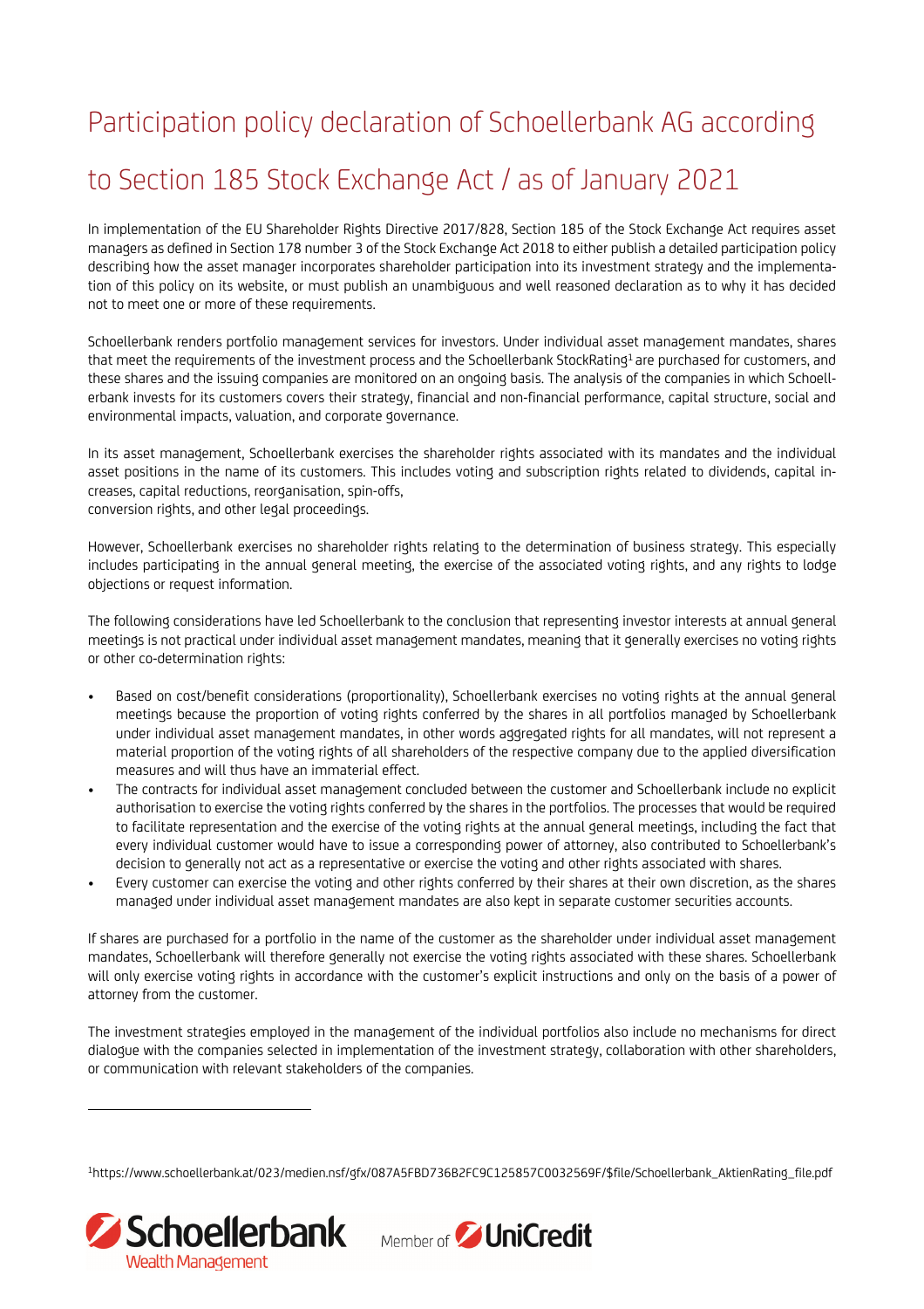# Participation policy declaration of Schoellerbank AG according to Section 185 Stock Exchange Act / as of January 2021

In implementation of the EU Shareholder Rights Directive 2017/828, Section 185 of the Stock Exchange Act requires asset managers as defined in Section 178 number 3 of the Stock Exchange Act 2018 to either publish a detailed participation policy describing how the asset manager incorporates shareholder participation into its investment strategy and the implementation of this policy on its website, or must publish an unambiguous and well reasoned declaration as to why it has decided not to meet one or more of these requirements.

Schoellerbank renders portfolio management services for investors. Under individual asset management mandates, shares that meet the requirements of the investment process and the Schoellerbank StockRating[1] are purchased for customers, and these shares and the issuing companies are monitored on an ongoing basis. The analysis of the companies in which Schoellerbank invests for its customers covers their strategy, financial and non-financial performance, capital structure, social and environmental impacts, valuation, and corporate governance.

In its asset management, Schoellerbank exercises the shareholder rights associated with its mandates and the individual asset positions in the name of its customers. This includes voting and subscription rights related to dividends, capital increases, capital reductions, reorganisation, spin-offs,
conversion rights, and other legal proceedings.

However, Schoellerbank exercises no shareholder rights relating to the determination of business strategy. This especially includes participating in the annual general meeting, the exercise of the associated voting rights, and any rights to lodge objections or request information.

The following considerations have led Schoellerbank to the conclusion that representing investor interests at annual general meetings is not practical under individual asset management mandates, meaning that it generally exercises no voting rights or other co-determination rights:

- Based on cost/benefit considerations (proportionality), Schoellerbank exercises no voting rights at the annual general meetings because the proportion of voting rights conferred by the shares in all portfolios managed by Schoellerbank under individual asset management mandates, in other words aggregated rights for all mandates, will not represent a material proportion of the voting rights of all shareholders of the respective company due to the applied diversification measures and will thus have an immaterial effect.
- The contracts for individual asset management concluded between the customer and Schoellerbank include no explicit authorisation to exercise the voting rights conferred by the shares in the portfolios. The processes that would be required to facilitate representation and the exercise of the voting rights at the annual general meetings, including the fact that every individual customer would have to issue a corresponding power of attorney, also contributed to Schoellerbank's decision to generally not act as a representative or exercise the voting and other rights associated with shares.
- Every customer can exercise the voting and other rights conferred by their shares at their own discretion, as the shares managed under individual asset management mandates are also kept in separate customer securities accounts.

If shares are purchased for a portfolio in the name of the customer as the shareholder under individual asset management mandates, Schoellerbank will therefore generally not exercise the voting rights associated with these shares. Schoellerbank will only exercise voting rights in accordance with the customer's explicit instructions and only on the basis of a power of attorney from the customer.

The investment strategies employed in the management of the individual portfolios also include no mechanisms for direct dialogue with the companies selected in implementation of the investment strategy, collaboration with other shareholders, or communication with relevant stakeholders of the companies.

---

[1] https://www.schoellerbank.at/023/medien.nsf/gfx/087A5FBD736B2FC9C125857C0032569F/$file/Schoellerbank_AktienRating_file.pdf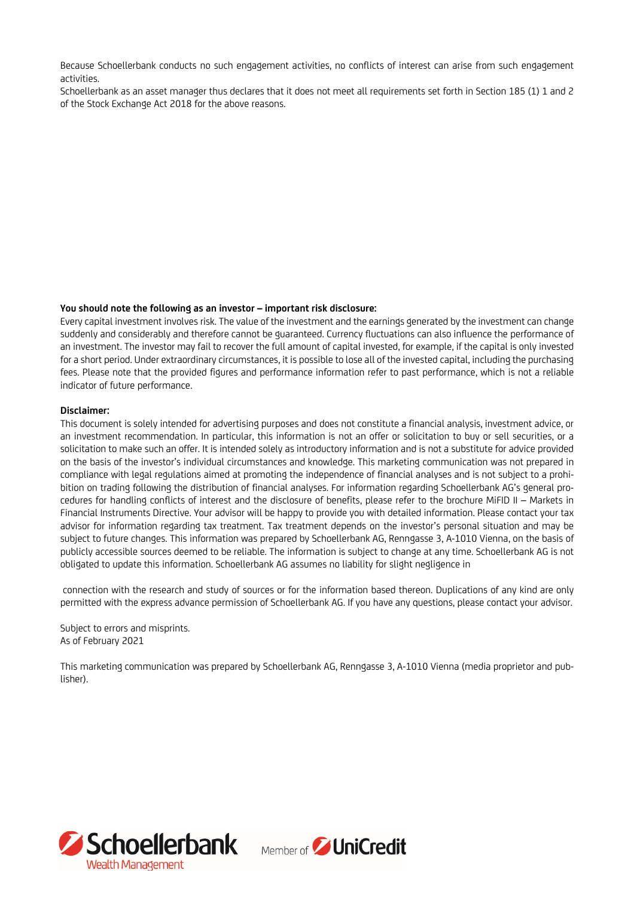Because Schoellerbank conducts no such engagement activities, no conflicts of interest can arise from such engagement activities.

Schoellerbank as an asset manager thus declares that it does not meet all requirements set forth in Section 185 (1) 1 and 2 of the Stock Exchange Act 2018 for the above reasons.

**You should note the following as an investor – important risk disclosure:**

Every capital investment involves risk. The value of the investment and the earnings generated by the investment can change suddenly and considerably and therefore cannot be guaranteed. Currency fluctuations can also influence the performance of an investment. The investor may fail to recover the full amount of capital invested, for example, if the capital is only invested for a short period. Under extraordinary circumstances, it is possible to lose all of the invested capital, including the purchasing fees. Please note that the provided figures and performance information refer to past performance, which is not a reliable indicator of future performance.

**Disclaimer:**

This document is solely intended for advertising purposes and does not constitute a financial analysis, investment advice, or an investment recommendation. In particular, this information is not an offer or solicitation to buy or sell securities, or a solicitation to make such an offer. It is intended solely as introductory information and is not a substitute for advice provided on the basis of the investor's individual circumstances and knowledge. This marketing communication was not prepared in compliance with legal regulations aimed at promoting the independence of financial analyses and is not subject to a prohibition on trading following the distribution of financial analyses. For information regarding Schoellerbank AG's general procedures for handling conflicts of interest and the disclosure of benefits, please refer to the brochure MiFID II – Markets in Financial Instruments Directive. Your advisor will be happy to provide you with detailed information. Please contact your tax advisor for information regarding tax treatment. Tax treatment depends on the investor's personal situation and may be subject to future changes. This information was prepared by Schoellerbank AG, Renngasse 3, A-1010 Vienna, on the basis of publicly accessible sources deemed to be reliable. The information is subject to change at any time. Schoellerbank AG is not obligated to update this information. Schoellerbank AG assumes no liability for slight negligence in

connection with the research and study of sources or for the information based thereon. Duplications of any kind are only permitted with the express advance permission of Schoellerbank AG. If you have any questions, please contact your advisor.

Subject to errors and misprints.
As of February 2021

This marketing communication was prepared by Schoellerbank AG, Renngasse 3, A-1010 Vienna (media proprietor and publisher).

Schoellerbank Wealth Management

Member of UniCredit